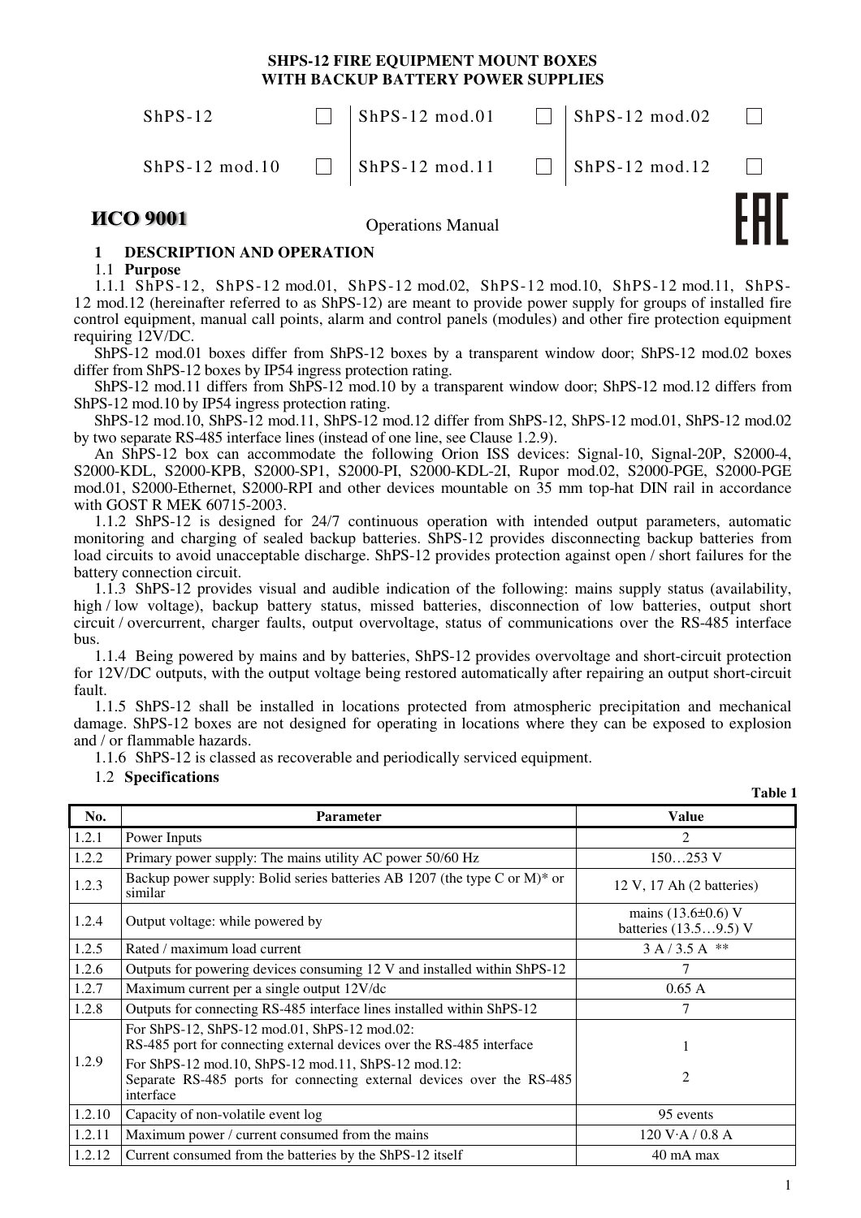# SHPS-12 FIRE EQUIPMENT MOUNT BOXES WITH BACKUP BATTERY POWER SUPPLIES

| | | | | | |
|---|---|---|---|---|---|
| ShPS-12 | ☐ | ShPS-12 mod.01 | ☐ | ShPS-12 mod.02 | ☐ |
| ShPS-12 mod.10 | ☐ | ShPS-12 mod.11 | ☐ | ShPS-12 mod.12 | ☐ |

**ИСО 9001**

Operations Manual

EAC

## 1 DESCRIPTION AND OPERATION

### 1.1 Purpose

1.1.1 ShPS-12, ShPS-12 mod.01, ShPS-12 mod.02, ShPS-12 mod.10, ShPS-12 mod.11, ShPS-12 mod.12 (hereinafter referred to as ShPS-12) are meant to provide power supply for groups of installed fire control equipment, manual call points, alarm and control panels (modules) and other fire protection equipment requiring 12V/DC.

ShPS-12 mod.01 boxes differ from ShPS-12 boxes by a transparent window door; ShPS-12 mod.02 boxes differ from ShPS-12 boxes by IP54 ingress protection rating.

ShPS-12 mod.11 differs from ShPS-12 mod.10 by a transparent window door; ShPS-12 mod.12 differs from ShPS-12 mod.10 by IP54 ingress protection rating.

ShPS-12 mod.10, ShPS-12 mod.11, ShPS-12 mod.12 differ from ShPS-12, ShPS-12 mod.01, ShPS-12 mod.02 by two separate RS-485 interface lines (instead of one line, see Clause 1.2.9).

An ShPS-12 box can accommodate the following Orion ISS devices: Signal-10, Signal-20P, S2000-4, S2000-KDL, S2000-KPB, S2000-SP1, S2000-PI, S2000-KDL-2I, Rupor mod.02, S2000-PGE, S2000-PGE mod.01, S2000-Ethernet, S2000-RPI and other devices mountable on 35 mm top-hat DIN rail in accordance with GOST R MEK 60715-2003.

1.1.2 ShPS-12 is designed for 24/7 continuous operation with intended output parameters, automatic monitoring and charging of sealed backup batteries. ShPS-12 provides disconnecting backup batteries from load circuits to avoid unacceptable discharge. ShPS-12 provides protection against open / short failures for the battery connection circuit.

1.1.3 ShPS-12 provides visual and audible indication of the following: mains supply status (availability, high / low voltage), backup battery status, missed batteries, disconnection of low batteries, output short circuit / overcurrent, charger faults, output overvoltage, status of communications over the RS-485 interface bus.

1.1.4 Being powered by mains and by batteries, ShPS-12 provides overvoltage and short-circuit protection for 12V/DC outputs, with the output voltage being restored automatically after repairing an output short-circuit fault.

1.1.5 ShPS-12 shall be installed in locations protected from atmospheric precipitation and mechanical damage. ShPS-12 boxes are not designed for operating in locations where they can be exposed to explosion and / or flammable hazards.

1.1.6 ShPS-12 is classed as recoverable and periodically serviced equipment.

### 1.2 Specifications

**Table 1**

| No. | Parameter | Value |
|---|---|---|
| 1.2.1 | Power Inputs | 2 |
| 1.2.2 | Primary power supply: The mains utility AC power 50/60 Hz | 150…253 V |
| 1.2.3 | Backup power supply: Bolid series batteries AB 1207 (the type C or M)* or similar | 12 V, 17 Ah (2 batteries) |
| 1.2.4 | Output voltage: while powered by | mains (13.6±0.6) V<br>batteries (13.5…9.5) V |
| 1.2.5 | Rated / maximum load current | 3 A / 3.5 A ** |
| 1.2.6 | Outputs for powering devices consuming 12 V and installed within ShPS-12 | 7 |
| 1.2.7 | Maximum current per a single output 12V/dc | 0.65 A |
| 1.2.8 | Outputs for connecting RS-485 interface lines installed within ShPS-12 | 7 |
| 1.2.9 | For ShPS-12, ShPS-12 mod.01, ShPS-12 mod.02:<br>RS-485 port for connecting external devices over the RS-485 interface<br>For ShPS-12 mod.10, ShPS-12 mod.11, ShPS-12 mod.12:<br>Separate RS-485 ports for connecting external devices over the RS-485 interface | 1<br><br>2 |
| 1.2.10 | Capacity of non-volatile event log | 95 events |
| 1.2.11 | Maximum power / current consumed from the mains | 120 V·A / 0.8 A |
| 1.2.12 | Current consumed from the batteries by the ShPS-12 itself | 40 mA max |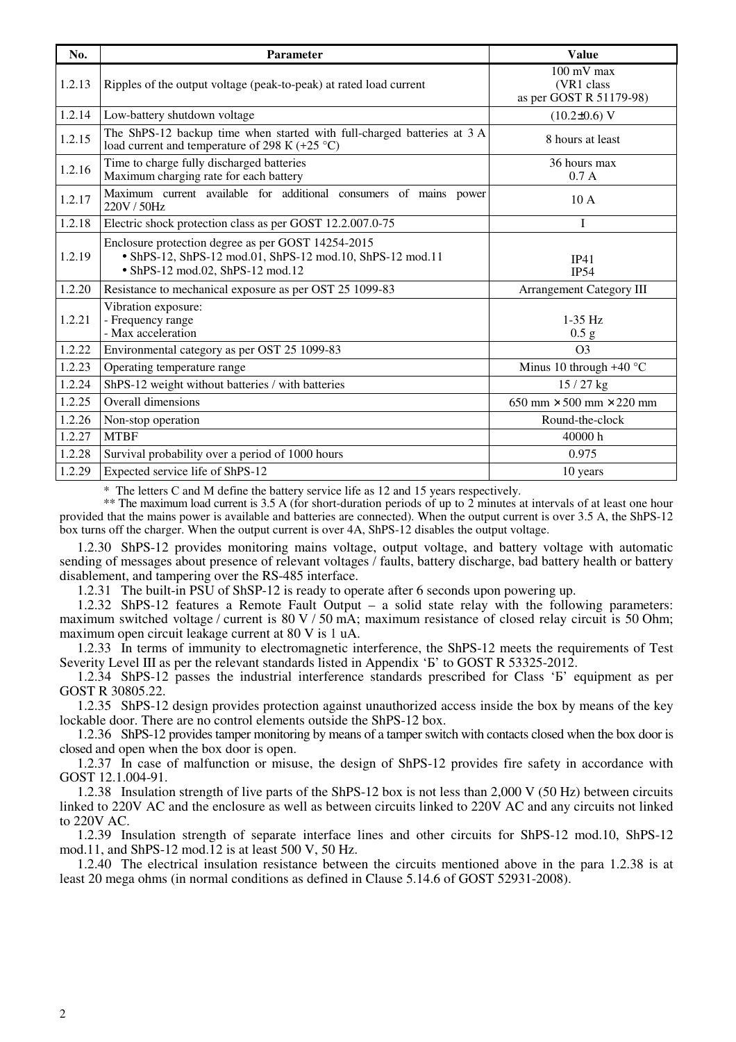| No. | Parameter | Value |
| --- | --- | --- |
| 1.2.13 | Ripples of the output voltage (peak-to-peak) at rated load current | 100 mV max<br>(VR1 class<br>as per GOST R 51179-98) |
| 1.2.14 | Low-battery shutdown voltage | (10.2±0.6) V |
| 1.2.15 | The ShPS-12 backup time when started with full-charged batteries at 3 A load current and temperature of 298 K (+25 °C) | 8 hours at least |
| 1.2.16 | Time to charge fully discharged batteries<br>Maximum charging rate for each battery | 36 hours max<br>0.7 A |
| 1.2.17 | Maximum current available for additional consumers of mains power 220V / 50Hz | 10 A |
| 1.2.18 | Electric shock protection class as per GOST 12.2.007.0-75 | I |
| 1.2.19 | Enclosure protection degree as per GOST 14254-2015<br>• ShPS-12, ShPS-12 mod.01, ShPS-12 mod.10, ShPS-12 mod.11<br>• ShPS-12 mod.02, ShPS-12 mod.12 | <br>IP41<br>IP54 |
| 1.2.20 | Resistance to mechanical exposure as per OST 25 1099-83 | Arrangement Category III |
| 1.2.21 | Vibration exposure:<br>- Frequency range<br>- Max acceleration | <br>1-35 Hz<br>0.5 g |
| 1.2.22 | Environmental category as per OST 25 1099-83 | O3 |
| 1.2.23 | Operating temperature range | Minus 10 through +40 °C |
| 1.2.24 | ShPS-12 weight without batteries / with batteries | 15 / 27 kg |
| 1.2.25 | Overall dimensions | 650 mm × 500 mm × 220 mm |
| 1.2.26 | Non-stop operation | Round-the-clock |
| 1.2.27 | MTBF | 40000 h |
| 1.2.28 | Survival probability over a period of 1000 hours | 0.975 |
| 1.2.29 | Expected service life of ShPS-12 | 10 years |

\* The letters C and M define the battery service life as 12 and 15 years respectively.

\*\* The maximum load current is 3.5 A (for short-duration periods of up to 2 minutes at intervals of at least one hour provided that the mains power is available and batteries are connected). When the output current is over 3.5 A, the ShPS-12 box turns off the charger. When the output current is over 4A, ShPS-12 disables the output voltage.

1.2.30 ShPS-12 provides monitoring mains voltage, output voltage, and battery voltage with automatic sending of messages about presence of relevant voltages / faults, battery discharge, bad battery health or battery disablement, and tampering over the RS-485 interface.

1.2.31 The built-in PSU of ShSP-12 is ready to operate after 6 seconds upon powering up.

1.2.32 ShPS-12 features a Remote Fault Output – a solid state relay with the following parameters: maximum switched voltage / current is 80 V / 50 mA; maximum resistance of closed relay circuit is 50 Ohm; maximum open circuit leakage current at 80 V is 1 uA.

1.2.33 In terms of immunity to electromagnetic interference, the ShPS-12 meets the requirements of Test Severity Level III as per the relevant standards listed in Appendix 'Б' to GOST R 53325-2012.

1.2.34 ShPS-12 passes the industrial interference standards prescribed for Class 'Б' equipment as per GOST R 30805.22.

1.2.35 ShPS-12 design provides protection against unauthorized access inside the box by means of the key lockable door. There are no control elements outside the ShPS-12 box.

1.2.36 ShPS-12 provides tamper monitoring by means of a tamper switch with contacts closed when the box door is closed and open when the box door is open.

1.2.37 In case of malfunction or misuse, the design of ShPS-12 provides fire safety in accordance with GOST 12.1.004-91.

1.2.38 Insulation strength of live parts of the ShPS-12 box is not less than 2,000 V (50 Hz) between circuits linked to 220V AC and the enclosure as well as between circuits linked to 220V AC and any circuits not linked to 220V AC.

1.2.39 Insulation strength of separate interface lines and other circuits for ShPS-12 mod.10, ShPS-12 mod.11, and ShPS-12 mod.12 is at least 500 V, 50 Hz.

1.2.40 The electrical insulation resistance between the circuits mentioned above in the para 1.2.38 is at least 20 mega ohms (in normal conditions as defined in Clause 5.14.6 of GOST 52931-2008).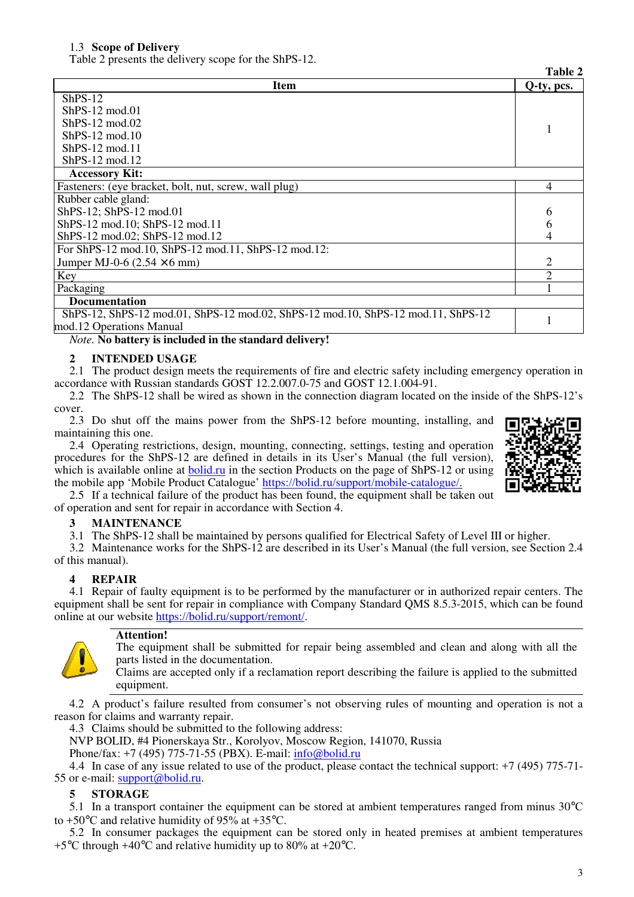1.3 **Scope of Delivery**

Table 2 presents the delivery scope for the ShPS-12.

**Table 2**

| Item | Q-ty, pcs. |
|---|---|
| ShPS-12<br>ShPS-12 mod.01<br>ShPS-12 mod.02<br>ShPS-12 mod.10<br>ShPS-12 mod.11<br>ShPS-12 mod.12 | 1 |
| **Accessory Kit:** | |
| Fasteners: (eye bracket, bolt, nut, screw, wall plug) | 4 |
| Rubber cable gland:<br>ShPS-12; ShPS-12 mod.01<br>ShPS-12 mod.10; ShPS-12 mod.11<br>ShPS-12 mod.02; ShPS-12 mod.12 | <br>6<br>6<br>4 |
| For ShPS-12 mod.10, ShPS-12 mod.11, ShPS-12 mod.12:<br>Jumper MJ-0-6 (2.54 × 6 mm) | <br>2 |
| Key | 2 |
| Packaging | 1 |
| **Documentation** | |
| ShPS-12, ShPS-12 mod.01, ShPS-12 mod.02, ShPS-12 mod.10, ShPS-12 mod.11, ShPS-12 mod.12 Operations Manual | 1 |

*Note.* **No battery is included in the standard delivery!**

## 2 INTENDED USAGE

2.1 The product design meets the requirements of fire and electric safety including emergency operation in accordance with Russian standards GOST 12.2.007.0-75 and GOST 12.1.004-91.

2.2 The ShPS-12 shall be wired as shown in the connection diagram located on the inside of the ShPS-12's cover.

2.3 Do shut off the mains power from the ShPS-12 before mounting, installing, and maintaining this one.

2.4 Operating restrictions, design, mounting, connecting, settings, testing and operation procedures for the ShPS-12 are defined in details in its User's Manual (the full version), which is available online at bolid.ru in the section Products on the page of ShPS-12 or using the mobile app 'Mobile Product Catalogue' https://bolid.ru/support/mobile-catalogue/.

2.5 If a technical failure of the product has been found, the equipment shall be taken out of operation and sent for repair in accordance with Section 4.

## 3 MAINTENANCE

3.1 The ShPS-12 shall be maintained by persons qualified for Electrical Safety of Level III or higher.

3.2 Maintenance works for the ShPS-12 are described in its User's Manual (the full version, see Section 2.4 of this manual).

## 4 REPAIR

4.1 Repair of faulty equipment is to be performed by the manufacturer or in authorized repair centers. The equipment shall be sent for repair in compliance with Company Standard QMS 8.5.3-2015, which can be found online at our website https://bolid.ru/support/remont/.

**Attention!**
The equipment shall be submitted for repair being assembled and clean and along with all the parts listed in the documentation.
Claims are accepted only if a reclamation report describing the failure is applied to the submitted equipment.

4.2 A product's failure resulted from consumer's not observing rules of mounting and operation is not a reason for claims and warranty repair.

4.3 Claims should be submitted to the following address:

NVP BOLID, #4 Pionerskaya Str., Korolyov, Moscow Region, 141070, Russia
Phone/fax: +7 (495) 775-71-55 (PBX). E-mail: info@bolid.ru

4.4 In case of any issue related to use of the product, please contact the technical support: +7 (495) 775-71-55 or e-mail: support@bolid.ru.

## 5 STORAGE

5.1 In a transport container the equipment can be stored at ambient temperatures ranged from minus 30°C to +50°C and relative humidity of 95% at +35°C.

5.2 In consumer packages the equipment can be stored only in heated premises at ambient temperatures +5°C through +40°C and relative humidity up to 80% at +20°C.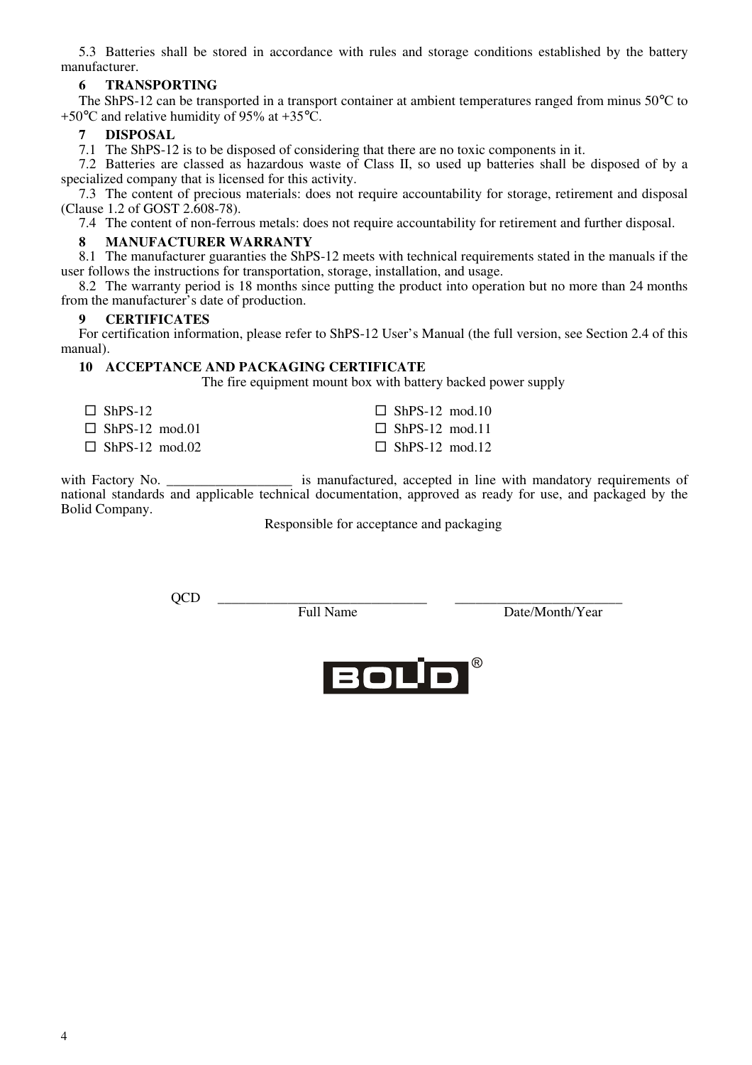5.3 Batteries shall be stored in accordance with rules and storage conditions established by the battery manufacturer.

## 6 TRANSPORTING

The ShPS-12 can be transported in a transport container at ambient temperatures ranged from minus 50°C to +50°C and relative humidity of 95% at +35°C.

## 7 DISPOSAL

7.1 The ShPS-12 is to be disposed of considering that there are no toxic components in it.

7.2 Batteries are classed as hazardous waste of Class II, so used up batteries shall be disposed of by a specialized company that is licensed for this activity.

7.3 The content of precious materials: does not require accountability for storage, retirement and disposal (Clause 1.2 of GOST 2.608-78).

7.4 The content of non-ferrous metals: does not require accountability for retirement and further disposal.

## 8 MANUFACTURER WARRANTY

8.1 The manufacturer guaranties the ShPS-12 meets with technical requirements stated in the manuals if the user follows the instructions for transportation, storage, installation, and usage.

8.2 The warranty period is 18 months since putting the product into operation but no more than 24 months from the manufacturer's date of production.

## 9 CERTIFICATES

For certification information, please refer to ShPS-12 User's Manual (the full version, see Section 2.4 of this manual).

## 10 ACCEPTANCE AND PACKAGING CERTIFICATE

The fire equipment mount box with battery backed power supply

| | |
|---|---|
| ☐ ShPS-12 | ☐ ShPS-12 mod.10 |
| ☐ ShPS-12 mod.01 | ☐ ShPS-12 mod.11 |
| ☐ ShPS-12 mod.02 | ☐ ShPS-12 mod.12 |

with Factory No. __________________ is manufactured, accepted in line with mandatory requirements of national standards and applicable technical documentation, approved as ready for use, and packaged by the Bolid Company.

Responsible for acceptance and packaging

QCD ______________________________ ________________________

Full Name Date/Month/Year

BOLID®